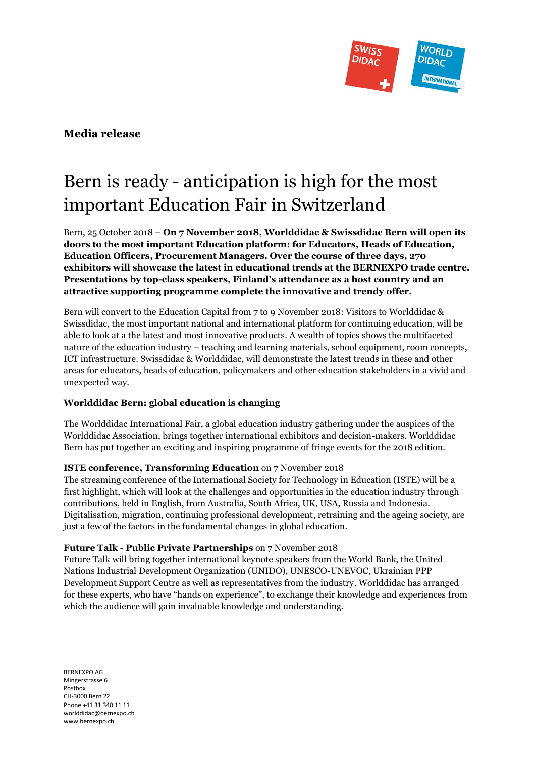**Media release**

# Bern is ready - anticipation is high for the most important Education Fair in Switzerland

Bern, 25 October 2018 – **On 7 November 2018, Worlddidac & Swissdidac Bern will open its doors to the most important Education platform: for Educators, Heads of Education, Education Officers, Procurement Managers. Over the course of three days, 270 exhibitors will showcase the latest in educational trends at the BERNEXPO trade centre. Presentations by top-class speakers, Finland's attendance as a host country and an attractive supporting programme complete the innovative and trendy offer.**

Bern will convert to the Education Capital from 7 to 9 November 2018: Visitors to Worlddidac & Swissdidac, the most important national and international platform for continuing education, will be able to look at a the latest and most innovative products. A wealth of topics shows the multifaceted nature of the education industry – teaching and learning materials, school equipment, room concepts, ICT infrastructure. Swissdidac & Worlddidac, will demonstrate the latest trends in these and other areas for educators, heads of education, policymakers and other education stakeholders in a vivid and unexpected way.

**Worlddidac Bern: global education is changing**

The Worlddidac International Fair, a global education industry gathering under the auspices of the Worlddidac Association, brings together international exhibitors and decision-makers. Worlddidac Bern has put together an exciting and inspiring programme of fringe events for the 2018 edition.

**ISTE conference, Transforming Education** on 7 November 2018
The streaming conference of the International Society for Technology in Education (ISTE) will be a first highlight, which will look at the challenges and opportunities in the education industry through contributions, held in English, from Australia, South Africa, UK, USA, Russia and Indonesia. Digitalisation, migration, continuing professional development, retraining and the ageing society, are just a few of the factors in the fundamental changes in global education.

**Future Talk - Public Private Partnerships** on 7 November 2018
Future Talk will bring together international keynote speakers from the World Bank, the United Nations Industrial Development Organization (UNIDO), UNESCO-UNEVOC, Ukrainian PPP Development Support Centre as well as representatives from the industry. Worlddidac has arranged for these experts, who have "hands on experience", to exchange their knowledge and experiences from which the audience will gain invaluable knowledge and understanding.

BERNEXPO AG
Mingerstrasse 6
Postbox
CH-3000 Bern 22
Phone +41 31 340 11 11
worlddidac@bernexpo.ch
www.bernexpo.ch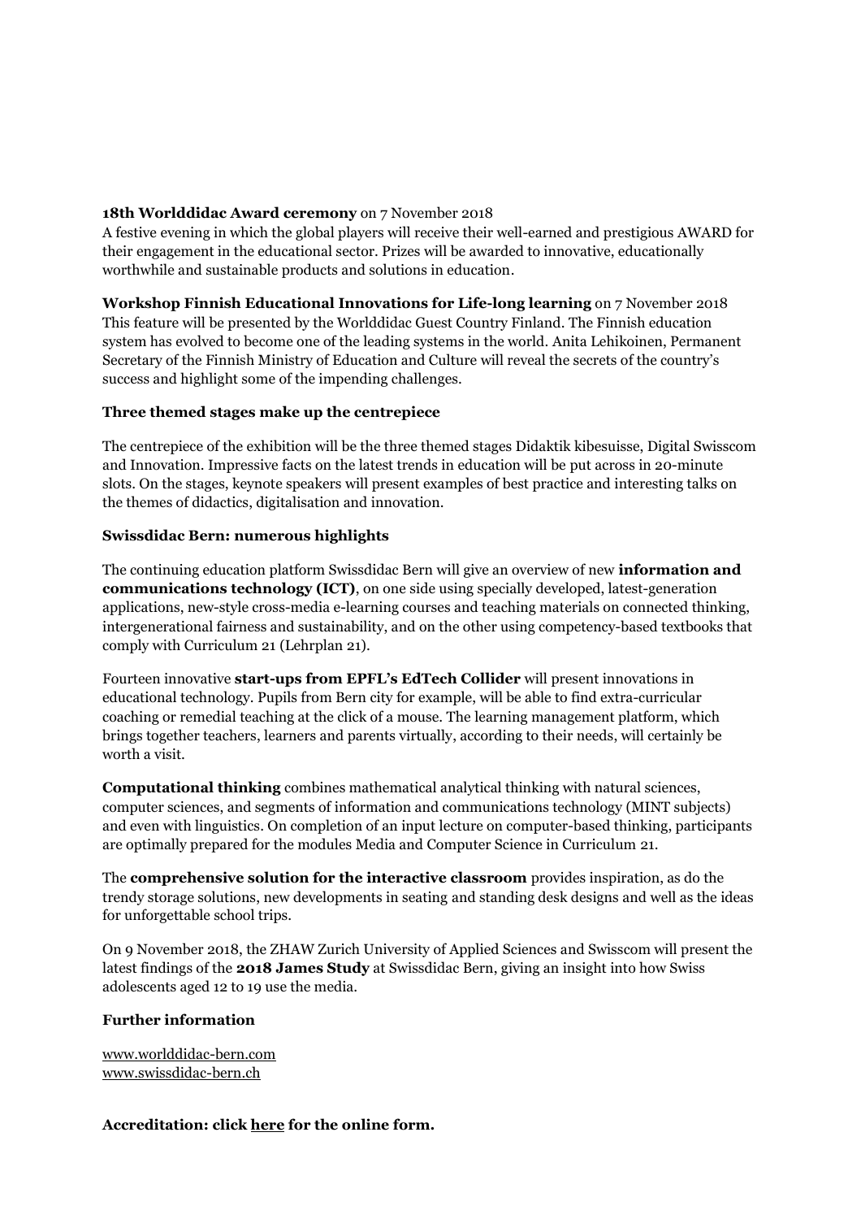**18th Worlddidac Award ceremony** on 7 November 2018
A festive evening in which the global players will receive their well-earned and prestigious AWARD for their engagement in the educational sector. Prizes will be awarded to innovative, educationally worthwhile and sustainable products and solutions in education.

**Workshop Finnish Educational Innovations for Life-long learning** on 7 November 2018
This feature will be presented by the Worlddidac Guest Country Finland. The Finnish education system has evolved to become one of the leading systems in the world. Anita Lehikoinen, Permanent Secretary of the Finnish Ministry of Education and Culture will reveal the secrets of the country's success and highlight some of the impending challenges.

**Three themed stages make up the centrepiece**

The centrepiece of the exhibition will be the three themed stages Didaktik kibesuisse, Digital Swisscom and Innovation. Impressive facts on the latest trends in education will be put across in 20-minute slots. On the stages, keynote speakers will present examples of best practice and interesting talks on the themes of didactics, digitalisation and innovation.

**Swissdidac Bern: numerous highlights**

The continuing education platform Swissdidac Bern will give an overview of new **information and communications technology (ICT)**, on one side using specially developed, latest-generation applications, new-style cross-media e-learning courses and teaching materials on connected thinking, intergenerational fairness and sustainability, and on the other using competency-based textbooks that comply with Curriculum 21 (Lehrplan 21).

Fourteen innovative **start-ups from EPFL's EdTech Collider** will present innovations in educational technology. Pupils from Bern city for example, will be able to find extra-curricular coaching or remedial teaching at the click of a mouse. The learning management platform, which brings together teachers, learners and parents virtually, according to their needs, will certainly be worth a visit.

**Computational thinking** combines mathematical analytical thinking with natural sciences, computer sciences, and segments of information and communications technology (MINT subjects) and even with linguistics. On completion of an input lecture on computer-based thinking, participants are optimally prepared for the modules Media and Computer Science in Curriculum 21.

The **comprehensive solution for the interactive classroom** provides inspiration, as do the trendy storage solutions, new developments in seating and standing desk designs and well as the ideas for unforgettable school trips.

On 9 November 2018, the ZHAW Zurich University of Applied Sciences and Swisscom will present the latest findings of the **2018 James Study** at Swissdidac Bern, giving an insight into how Swiss adolescents aged 12 to 19 use the media.

**Further information**

www.worlddidac-bern.com
www.swissdidac-bern.ch

**Accreditation: click here for the online form.**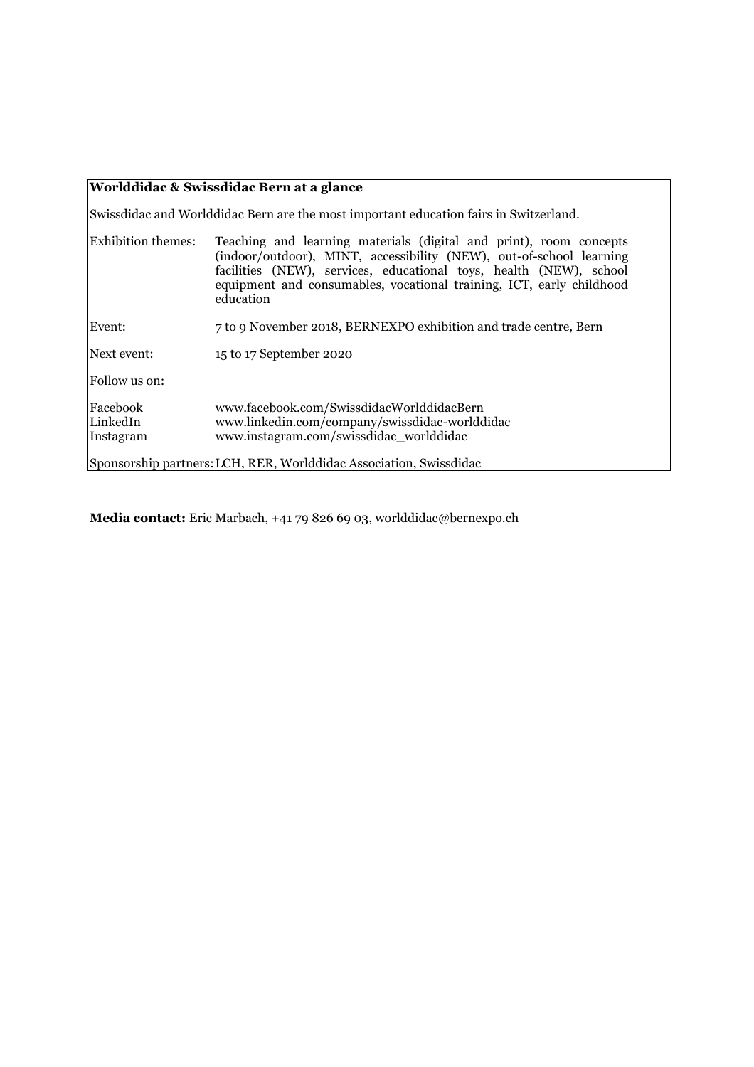**Worlddidac & Swissdidac Bern at a glance**

Swissdidac and Worlddidac Bern are the most important education fairs in Switzerland.

| | |
|---|---|
| Exhibition themes: | Teaching and learning materials (digital and print), room concepts (indoor/outdoor), MINT, accessibility (NEW), out-of-school learning facilities (NEW), services, educational toys, health (NEW), school equipment and consumables, vocational training, ICT, early childhood education |
| Event: | 7 to 9 November 2018, BERNEXPO exhibition and trade centre, Bern |
| Next event: | 15 to 17 September 2020 |
| Follow us on: | |
| Facebook | www.facebook.com/SwissdidacWorlddidacBern |
| LinkedIn | www.linkedin.com/company/swissdidac-worlddidac |
| Instagram | www.instagram.com/swissdidac_worlddidac |
| Sponsorship partners: | LCH, RER, Worlddidac Association, Swissdidac |

**Media contact:** Eric Marbach, +41 79 826 69 03, worlddidac@bernexpo.ch